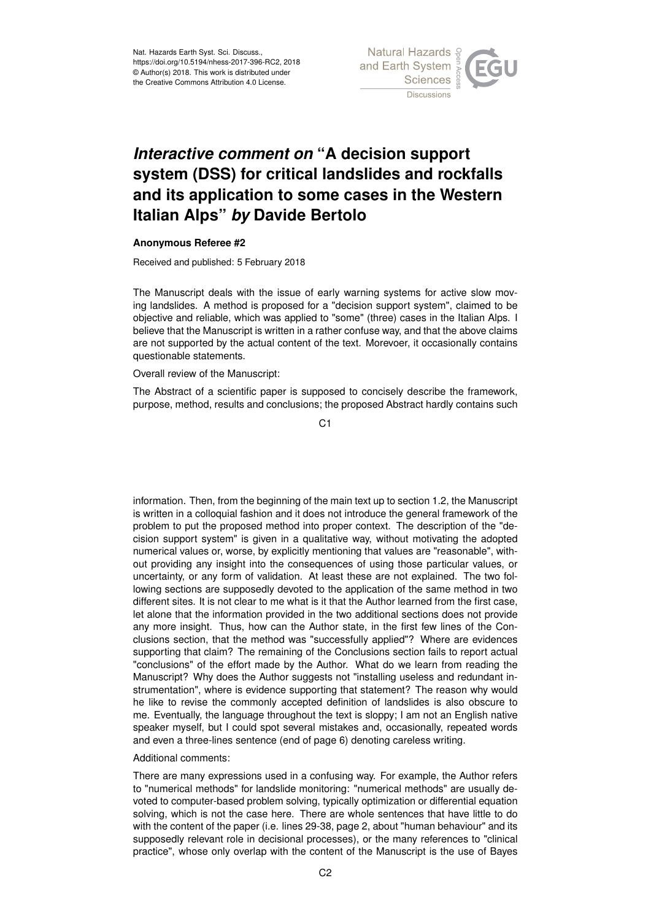# *Interactive comment on* "A decision support system (DSS) for critical landslides and rockfalls and its application to some cases in the Western Italian Alps" *by* Davide Bertolo

**Anonymous Referee #2**

Received and published: 5 February 2018

The Manuscript deals with the issue of early warning systems for active slow moving landslides. A method is proposed for a "decision support system", claimed to be objective and reliable, which was applied to "some" (three) cases in the Italian Alps. I believe that the Manuscript is written in a rather confuse way, and that the above claims are not supported by the actual content of the text. Morevoer, it occasionally contains questionable statements.

Overall review of the Manuscript:

The Abstract of a scientific paper is supposed to concisely describe the framework, purpose, method, results and conclusions; the proposed Abstract hardly contains such information. Then, from the beginning of the main text up to section 1.2, the Manuscript is written in a colloquial fashion and it does not introduce the general framework of the problem to put the proposed method into proper context. The description of the "decision support system" is given in a qualitative way, without motivating the adopted numerical values or, worse, by explicitly mentioning that values are "reasonable", without providing any insight into the consequences of using those particular values, or uncertainty, or any form of validation. At least these are not explained. The two following sections are supposedly devoted to the application of the same method in two different sites. It is not clear to me what is it that the Author learned from the first case, let alone that the information provided in the two additional sections does not provide any more insight. Thus, how can the Author state, in the first few lines of the Conclusions section, that the method was "successfully applied"? Where are evidences supporting that claim? The remaining of the Conclusions section fails to report actual "conclusions" of the effort made by the Author. What do we learn from reading the Manuscript? Why does the Author suggests not "installing useless and redundant instrumentation", where is evidence supporting that statement? The reason why would he like to revise the commonly accepted definition of landslides is also obscure to me. Eventually, the language throughout the text is sloppy; I am not an English native speaker myself, but I could spot several mistakes and, occasionally, repeated words and even a three-lines sentence (end of page 6) denoting careless writing.

Additional comments:

There are many expressions used in a confusing way. For example, the Author refers to "numerical methods" for landslide monitoring: "numerical methods" are usually devoted to computer-based problem solving, typically optimization or differential equation solving, which is not the case here. There are whole sentences that have little to do with the content of the paper (i.e. lines 29-38, page 2, about "human behaviour" and its supposedly relevant role in decisional processes), or the many references to "clinical practice", whose only overlap with the content of the Manuscript is the use of Bayes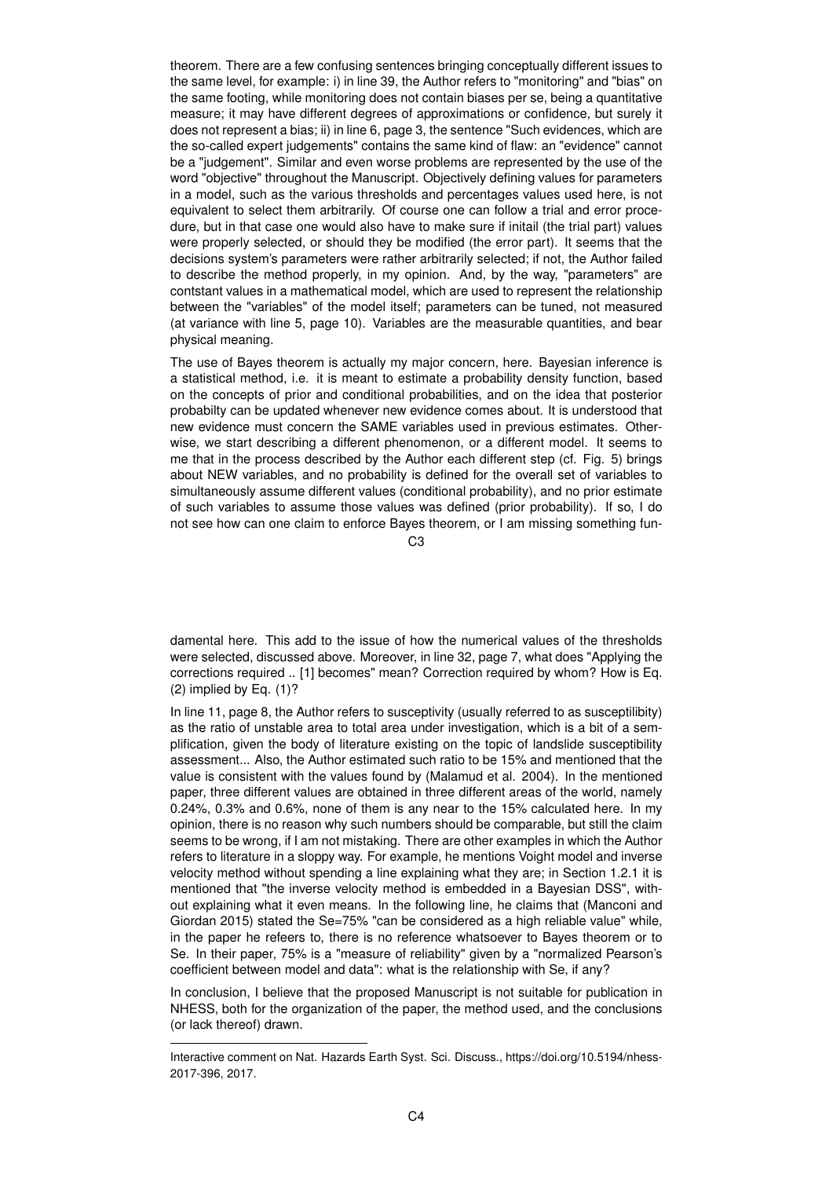theorem. There are a few confusing sentences bringing conceptually different issues to the same level, for example: i) in line 39, the Author refers to "monitoring" and "bias" on the same footing, while monitoring does not contain biases per se, being a quantitative measure; it may have different degrees of approximations or confidence, but surely it does not represent a bias; ii) in line 6, page 3, the sentence "Such evidences, which are the so-called expert judgements" contains the same kind of flaw: an "evidence" cannot be a "judgement". Similar and even worse problems are represented by the use of the word "objective" throughout the Manuscript. Objectively defining values for parameters in a model, such as the various thresholds and percentages values used here, is not equivalent to select them arbitrarily. Of course one can follow a trial and error procedure, but in that case one would also have to make sure if initail (the trial part) values were properly selected, or should they be modified (the error part). It seems that the decisions system's parameters were rather arbitrarily selected; if not, the Author failed to describe the method properly, in my opinion. And, by the way, "parameters" are contstant values in a mathematical model, which are used to represent the relationship between the "variables" of the model itself; parameters can be tuned, not measured (at variance with line 5, page 10). Variables are the measurable quantities, and bear physical meaning.

The use of Bayes theorem is actually my major concern, here. Bayesian inference is a statistical method, i.e. it is meant to estimate a probability density function, based on the concepts of prior and conditional probabilities, and on the idea that posterior probabilty can be updated whenever new evidence comes about. It is understood that new evidence must concern the SAME variables used in previous estimates. Otherwise, we start describing a different phenomenon, or a different model. It seems to me that in the process described by the Author each different step (cf. Fig. 5) brings about NEW variables, and no probability is defined for the overall set of variables to simultaneously assume different values (conditional probability), and no prior estimate of such variables to assume those values was defined (prior probability). If so, I do not see how can one claim to enforce Bayes theorem, or I am missing something fundamental here. This add to the issue of how the numerical values of the thresholds were selected, discussed above. Moreover, in line 32, page 7, what does "Applying the corrections required .. [1] becomes" mean? Correction required by whom? How is Eq. (2) implied by Eq. (1)?

In line 11, page 8, the Author refers to susceptivity (usually referred to as susceptilibity) as the ratio of unstable area to total area under investigation, which is a bit of a semplification, given the body of literature existing on the topic of landslide susceptibility assessment... Also, the Author estimated such ratio to be 15% and mentioned that the value is consistent with the values found by (Malamud et al. 2004). In the mentioned paper, three different values are obtained in three different areas of the world, namely 0.24%, 0.3% and 0.6%, none of them is any near to the 15% calculated here. In my opinion, there is no reason why such numbers should be comparable, but still the claim seems to be wrong, if I am not mistaking. There are other examples in which the Author refers to literature in a sloppy way. For example, he mentions Voight model and inverse velocity method without spending a line explaining what they are; in Section 1.2.1 it is mentioned that "the inverse velocity method is embedded in a Bayesian DSS", without explaining what it even means. In the following line, he claims that (Manconi and Giordan 2015) stated the Se=75% "can be considered as a high reliable value" while, in the paper he refeers to, there is no reference whatsoever to Bayes theorem or to Se. In their paper, 75% is a "measure of reliability" given by a "normalized Pearson's coefficient between model and data": what is the relationship with Se, if any?

In conclusion, I believe that the proposed Manuscript is not suitable for publication in NHESS, both for the organization of the paper, the method used, and the conclusions (or lack thereof) drawn.

---

Interactive comment on Nat. Hazards Earth Syst. Sci. Discuss., https://doi.org/10.5194/nhess-2017-396, 2017.